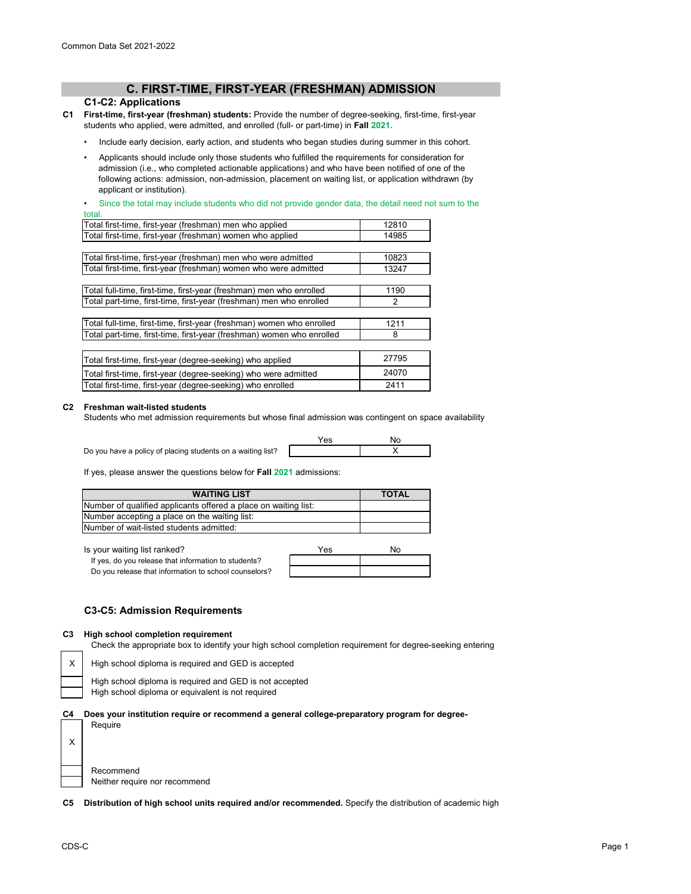## C. FIRST-TIME, FIRST-YEAR (FRESHMAN) ADMISSION

### C1-C2: Applications

**C1 First-time, first-year (freshman) students:** Provide the number of degree-seeking, first-time, first-year students who applied, were admitted, and enrolled (full- or part-time) in **Fall 2021**.

- Include early decision, early action, and students who began studies during summer in this cohort.
- Applicants should include only those students who fulfilled the requirements for consideration for admission (i.e., who completed actionable applications) and who have been notified of one of the following actions: admission, non-admission, placement on waiting list, or application withdrawn (by applicant or institution).
- Since the total may include students who did not provide gender data, the detail need not sum to the total.

| | |
|---|---|
| Total first-time, first-year (freshman) men who applied | 12810 |
| Total first-time, first-year (freshman) women who applied | 14985 |
| Total first-time, first-year (freshman) men who were admitted | 10823 |
| Total first-time, first-year (freshman) women who were admitted | 13247 |
| Total full-time, first-time, first-year (freshman) men who enrolled | 1190 |
| Total part-time, first-time, first-year (freshman) men who enrolled | 2 |
| Total full-time, first-time, first-year (freshman) women who enrolled | 1211 |
| Total part-time, first-time, first-year (freshman) women who enrolled | 8 |
| Total first-time, first-year (degree-seeking) who applied | 27795 |
| Total first-time, first-year (degree-seeking) who were admitted | 24070 |
| Total first-time, first-year (degree-seeking) who enrolled | 2411 |

**C2 Freshman wait-listed students**

Students who met admission requirements but whose final admission was contingent on space availability

| | Yes | No |
|---|---|---|
| Do you have a policy of placing students on a waiting list? | | X |

If yes, please answer the questions below for **Fall 2021** admissions:

| WAITING LIST | TOTAL |
|---|---|
| Number of qualified applicants offered a place on waiting list: | |
| Number accepting a place on the waiting list: | |
| Number of wait-listed students admitted: | |

| Is your waiting list ranked? | Yes | No |
|---|---|---|
| If yes, do you release that information to students? | | |
| Do you release that information to school counselors? | | |

### C3-C5: Admission Requirements

**C3 High school completion requirement**

Check the appropriate box to identify your high school completion requirement for degree-seeking entering

| | |
|---|---|
| X | High school diploma is required and GED is accepted |
| | High school diploma is required and GED is not accepted |
| | High school diploma or equivalent is not required |

**C4 Does your institution require or recommend a general college-preparatory program for degree-**

| | |
|---|---|
| X | Require |
| | Recommend |
| | Neither require nor recommend |

**C5 Distribution of high school units required and/or recommended.** Specify the distribution of academic high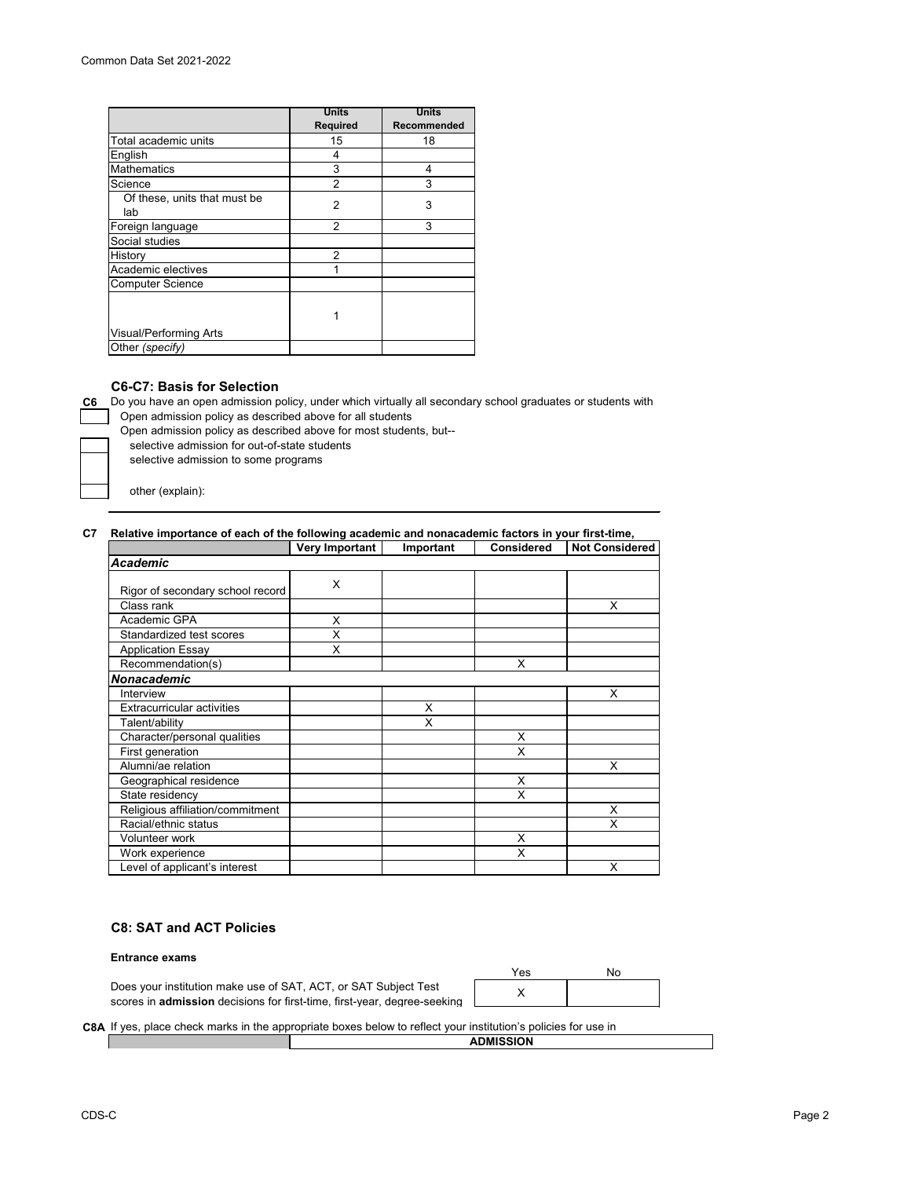| | Units Required | Units Recommended |
|---|---|---|
| Total academic units | 15 | 18 |
| English | 4 | |
| Mathematics | 3 | 4 |
| Science | 2 | 3 |
| Of these, units that must be lab | 2 | 3 |
| Foreign language | 2 | 3 |
| Social studies | | |
| History | 2 | |
| Academic electives | 1 | |
| Computer Science | | |
| Visual/Performing Arts | 1 | |
| Other *(specify)* | | |

### C6-C7: Basis for Selection

**C6** Do you have an open admission policy, under which virtually all secondary school graduates or students with

- [ ] Open admission policy as described above for all students
- Open admission policy as described above for most students, but--
  - [ ] selective admission for out-of-state students
  - [ ] selective admission to some programs
  - [ ] other (explain):

**C7 Relative importance of each of the following academic and nonacademic factors in your first-time,**

| | Very Important | Important | Considered | Not Considered |
|---|---|---|---|---|
| ***Academic*** | | | | |
| Rigor of secondary school record | X | | | |
| Class rank | | | | X |
| Academic GPA | X | | | |
| Standardized test scores | X | | | |
| Application Essay | X | | | |
| Recommendation(s) | | | X | |
| ***Nonacademic*** | | | | |
| Interview | | | | X |
| Extracurricular activities | | X | | |
| Talent/ability | | X | | |
| Character/personal qualities | | | X | |
| First generation | | | X | |
| Alumni/ae relation | | | | X |
| Geographical residence | | | X | |
| State residency | | | X | |
| Religious affiliation/commitment | | | | X |
| Racial/ethnic status | | | | X |
| Volunteer work | | | X | |
| Work experience | | | X | |
| Level of applicant's interest | | | | X |

### C8: SAT and ACT Policies

**Entrance exams**

| | Yes | No |
|---|---|---|
| Does your institution make use of SAT, ACT, or SAT Subject Test scores in **admission** decisions for first-time, first-year, degree-seeking | X | |

**C8A** If yes, place check marks in the appropriate boxes below to reflect your institution's policies for use in

| | ADMISSION |
|---|---|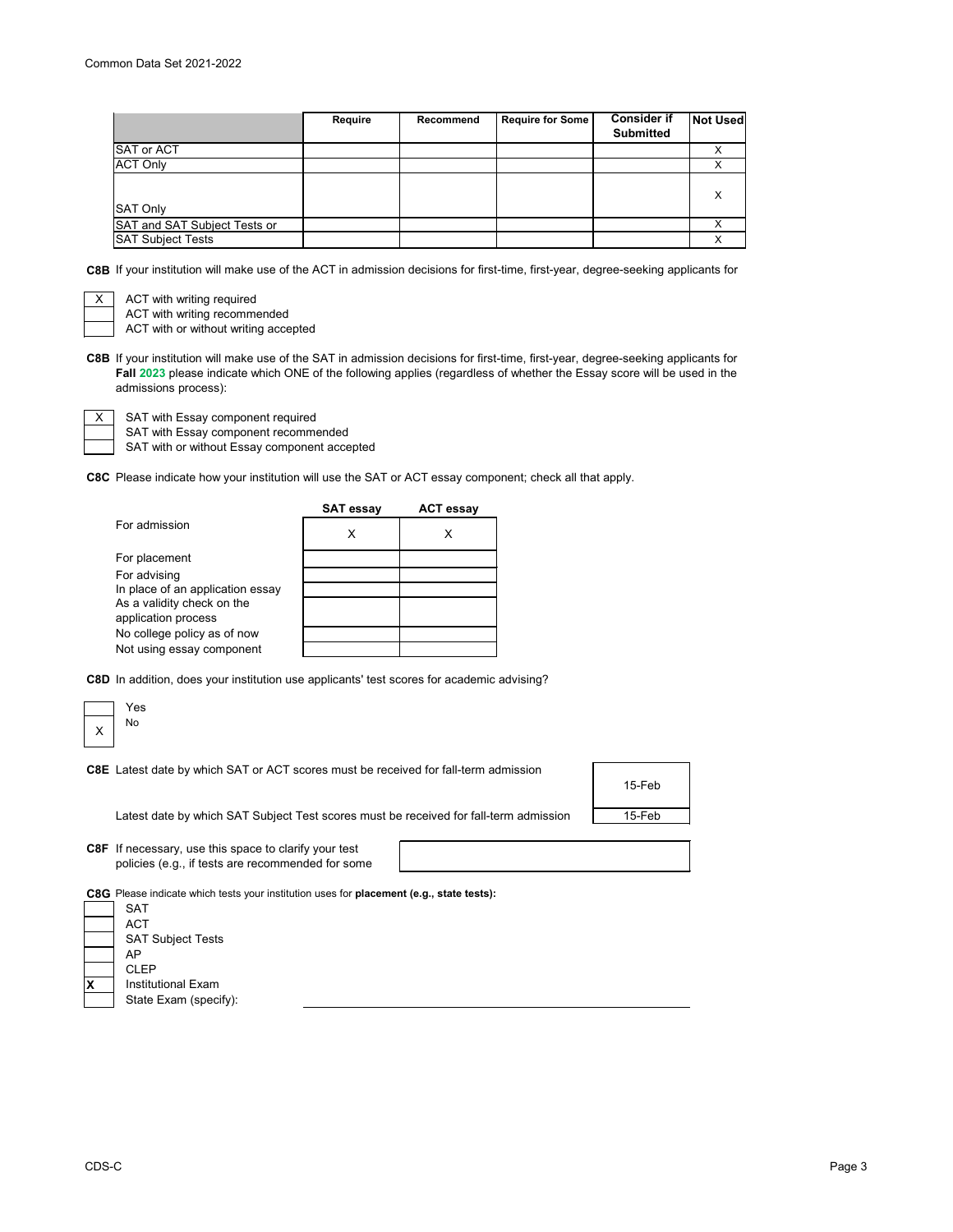| | Require | Recommend | Require for Some | Consider if Submitted | Not Used |
|---|---|---|---|---|---|
| SAT or ACT | | | | | X |
| ACT Only | | | | | X |
| SAT Only | | | | | X |
| SAT and SAT Subject Tests or | | | | | X |
| SAT Subject Tests | | | | | X |

**C8B** If your institution will make use of the ACT in admission decisions for first-time, first-year, degree-seeking applicants for

| | |
|---|---|
| X | ACT with writing required |
| | ACT with writing recommended |
| | ACT with or without writing accepted |

**C8B** If your institution will make use of the SAT in admission decisions for first-time, first-year, degree-seeking applicants for **Fall 2023** please indicate which ONE of the following applies (regardless of whether the Essay score will be used in the admissions process):

| | |
|---|---|
| X | SAT with Essay component required |
| | SAT with Essay component recommended |
| | SAT with or without Essay component accepted |

**C8C** Please indicate how your institution will use the SAT or ACT essay component; check all that apply.

| | SAT essay | ACT essay |
|---|---|---|
| For admission | X | X |
| For placement | | |
| For advising | | |
| In place of an application essay | | |
| As a validity check on the application process | | |
| No college policy as of now | | |
| Not using essay component | | |

**C8D** In addition, does your institution use applicants' test scores for academic advising?

| | |
|---|---|
| | Yes |
| X | No |

**C8E** Latest date by which SAT or ACT scores must be received for fall-term admission: 15-Feb

Latest date by which SAT Subject Test scores must be received for fall-term admission: 15-Feb

**C8F** If necessary, use this space to clarify your test policies (e.g., if tests are recommended for some

**C8G** Please indicate which tests your institution uses for **placement (e.g., state tests):**

| | |
|---|---|
| | SAT |
| | ACT |
| | SAT Subject Tests |
| | AP |
| | CLEP |
| **X** | Institutional Exam |
| | State Exam (specify): |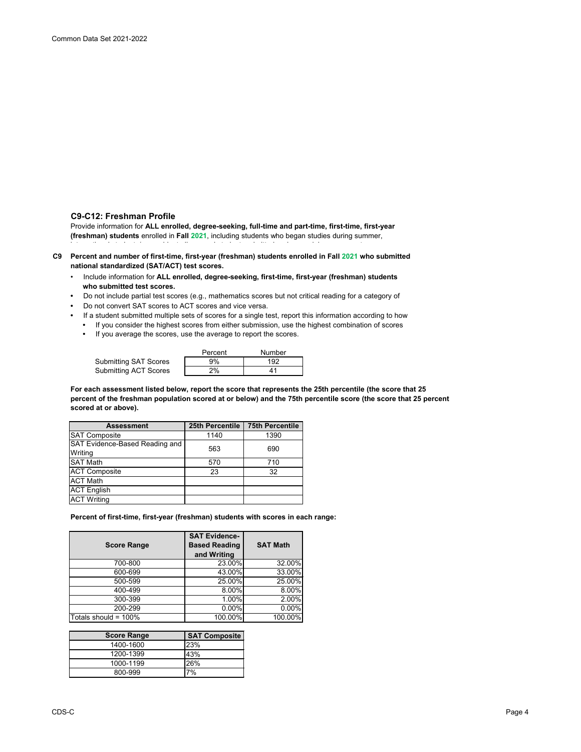## C9-C12: Freshman Profile

Provide information for **ALL enrolled, degree-seeking, full-time and part-time, first-time, first-year (freshman) students** enrolled in **Fall 2021**, including students who began studies during summener,

**C9 Percent and number of first-time, first-year (freshman) students enrolled in Fall 2021 who submitted national standardized (SAT/ACT) test scores.**

- Include information for **ALL enrolled, degree-seeking, first-time, first-year (freshman) students who submitted test scores.**
- Do not include partial test scores (e.g., mathematics scores but not critical reading for a category of
- Do not convert SAT scores to ACT scores and vice versa.
- If a student submitted multiple sets of scores for a single test, report this information according to how
  - If you consider the highest scores from either submission, use the highest combination of scores
  - If you average the scores, use the average to report the scores.

| | Percent | Number |
|---|---|---|
| Submitting SAT Scores | 9% | 192 |
| Submitting ACT Scores | 2% | 41 |

**For each assessment listed below, report the score that represents the 25th percentile (the score that 25 percent of the freshman population scored at or below) and the 75th percentile score (the score that 25 percent scored at or above).**

| Assessment | 25th Percentile | 75th Percentile |
|---|---|---|
| SAT Composite | 1140 | 1390 |
| SAT Evidence-Based Reading and Writing | 563 | 690 |
| SAT Math | 570 | 710 |
| ACT Composite | 23 | 32 |
| ACT Math | | |
| ACT English | | |
| ACT Writing | | |

**Percent of first-time, first-year (freshman) students with scores in each range:**

| Score Range | SAT Evidence-Based Reading and Writing | SAT Math |
|---|---|---|
| 700-800 | 23.00% | 32.00% |
| 600-699 | 43.00% | 33.00% |
| 500-599 | 25.00% | 25.00% |
| 400-499 | 8.00% | 8.00% |
| 300-399 | 1.00% | 2.00% |
| 200-299 | 0.00% | 0.00% |
| Totals should = 100% | 100.00% | 100.00% |

| Score Range | SAT Composite |
|---|---|
| 1400-1600 | 23% |
| 1200-1399 | 43% |
| 1000-1199 | 26% |
| 800-999 | 7% |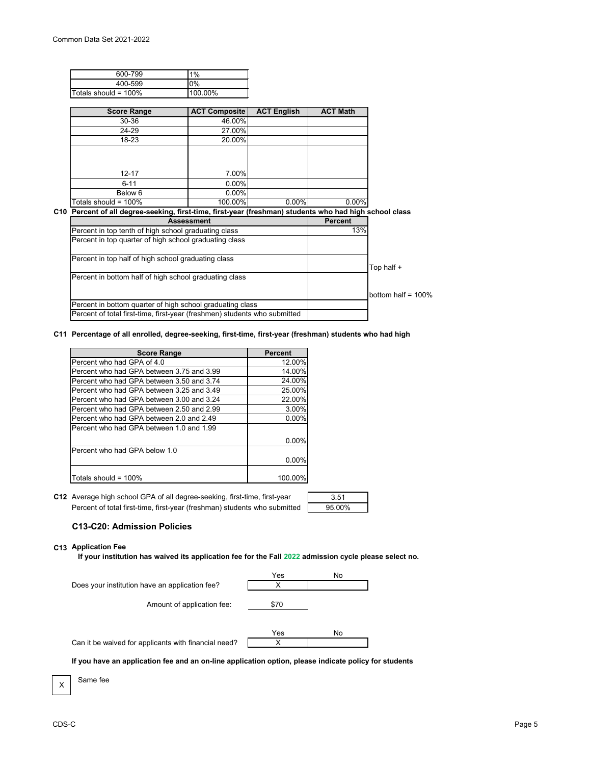| 600-799 | 1% |
|---|---|
| 400-599 | 0% |
| Totals should = 100% | 100.00% |

| Score Range | ACT Composite | ACT English | ACT Math |
|---|---|---|---|
| 30-36 | 46.00% | | |
| 24-29 | 27.00% | | |
| 18-23 | 20.00% | | |
| 12-17 | 7.00% | | |
| 6-11 | 0.00% | | |
| Below 6 | 0.00% | | |
| Totals should = 100% | 100.00% | 0.00% | 0.00% |

**C10 Percent of all degree-seeking, first-time, first-year (freshman) students who had high school class**

| Assessment | Percent | |
|---|---|---|
| Percent in top tenth of high school graduating class | 13% | |
| Percent in top quarter of high school graduating class | | |
| Percent in top half of high school graduating class | | Top half + |
| Percent in bottom half of high school graduating class | | bottom half = 100% |
| Percent in bottom quarter of high school graduating class | | |
| Percent of total first-time, first-year (freshmen) students who submitted | | |

**C11 Percentage of all enrolled, degree-seeking, first-time, first-year (freshman) students who had high**

| Score Range | Percent |
|---|---|
| Percent who had GPA of 4.0 | 12.00% |
| Percent who had GPA between 3.75 and 3.99 | 14.00% |
| Percent who had GPA between 3.50 and 3.74 | 24.00% |
| Percent who had GPA between 3.25 and 3.49 | 25.00% |
| Percent who had GPA between 3.00 and 3.24 | 22.00% |
| Percent who had GPA between 2.50 and 2.99 | 3.00% |
| Percent who had GPA between 2.0 and 2.49 | 0.00% |
| Percent who had GPA between 1.0 and 1.99 | 0.00% |
| Percent who had GPA below 1.0 | 0.00% |
| Totals should = 100% | 100.00% |

**C12** Average high school GPA of all degree-seeking, first-time, first-year: 3.51

Percent of total first-time, first-year (freshman) students who submitted: 95.00%

## C13-C20: Admission Policies

**C13 Application Fee**

**If your institution has waived its application fee for the Fall 2022 admission cycle please select no.**

| | Yes | No |
|---|---|---|
| Does your institution have an application fee? | X | |

Amount of application fee: $70

| | Yes | No |
|---|---|---|
| Can it be waived for applicants with financial need? | X | |

**If you have an application fee and an on-line application option, please indicate policy for students**

X Same fee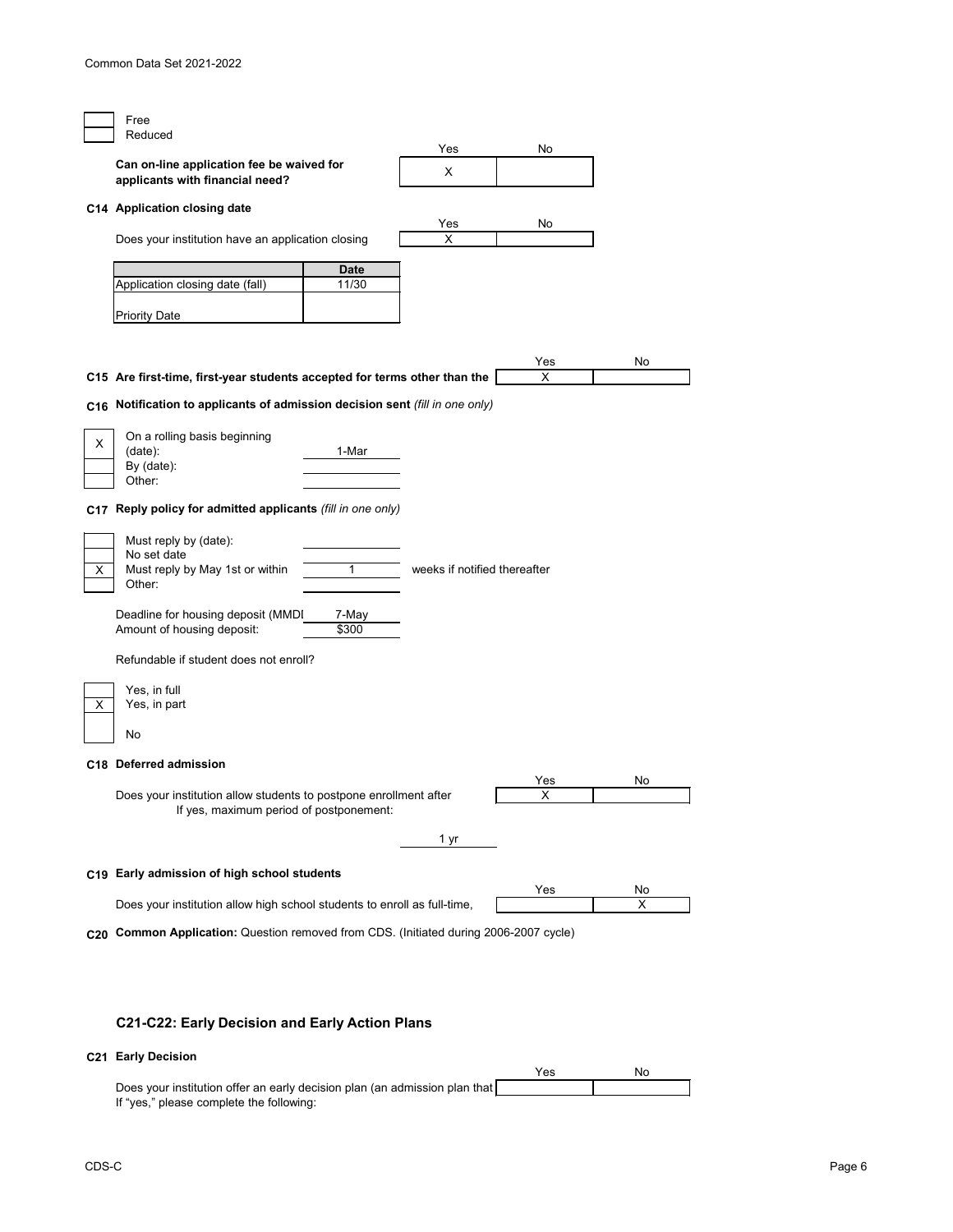| | |
|---|---|
| | Free |
| | Reduced |

**Can on-line application fee be waived for applicants with financial need?**

| Yes | No |
|---|---|
| X | |

**C14 Application closing date**

Does your institution have an application closing

| Yes | No |
|---|---|
| X | |

| | Date |
|---|---|
| Application closing date (fall) | 11/30 |
| Priority Date | |

**C15 Are first-time, first-year students accepted for terms other than the**

| Yes | No |
|---|---|
| X | |

**C16 Notification to applicants of admission decision sent** *(fill in one only)*

| | | |
|---|---|---|
| X | On a rolling basis beginning (date): | 1-Mar |
| | By (date): | |
| | Other: | |

**C17 Reply policy for admitted applicants** *(fill in one only)*

| | | | |
|---|---|---|---|
| | Must reply by (date): | | |
| | No set date | | |
| X | Must reply by May 1st or within | 1 | weeks if notified thereafter |
| | Other: | | |

Deadline for housing deposit (MMDI: 7-May
Amount of housing deposit: $300

Refundable if student does not enroll?

| | |
|---|---|
| | Yes, in full |
| X | Yes, in part |
| | No |

**C18 Deferred admission**

Does your institution allow students to postpone enrollment after

| Yes | No |
|---|---|
| X | |

If yes, maximum period of postponement: 1 yr

**C19 Early admission of high school students**

Does your institution allow high school students to enroll as full-time,

| Yes | No |
|---|---|
| | X |

**C20 Common Application:** Question removed from CDS. (Initiated during 2006-2007 cycle)

## C21-C22: Early Decision and Early Action Plans

**C21 Early Decision**

Does your institution offer an early decision plan (an admission plan that

| Yes | No |
|---|---|
| | |

If "yes," please complete the following: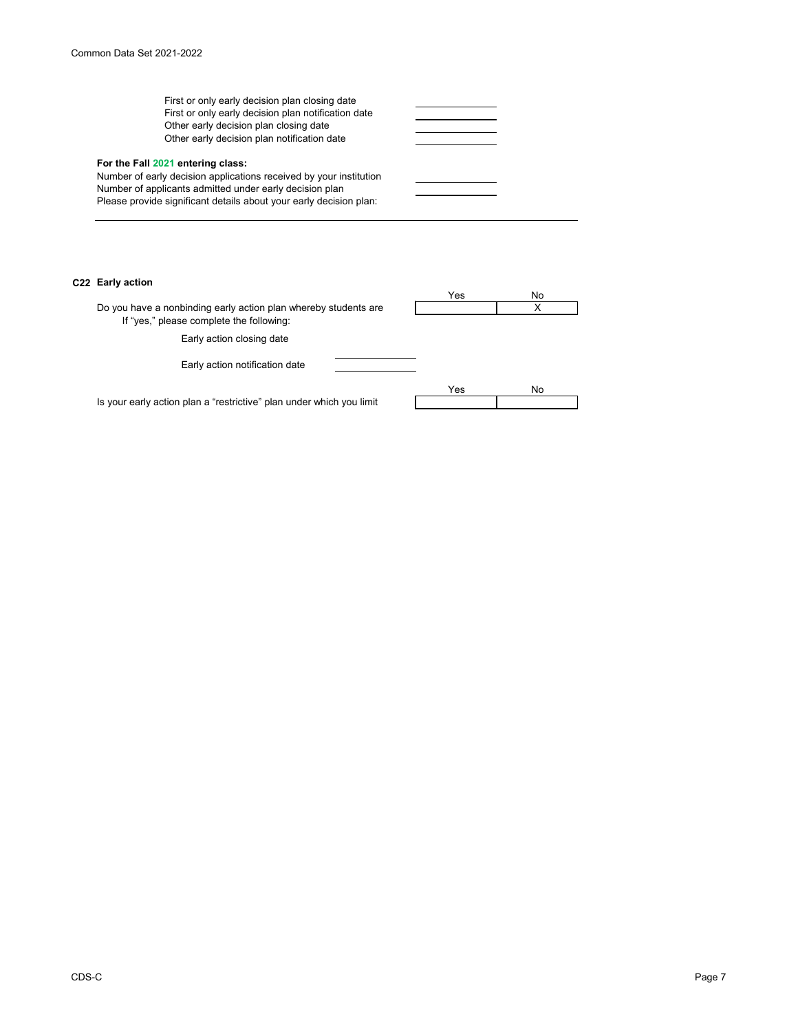First or only early decision plan closing date

First or only early decision plan notification date

Other early decision plan closing date

Other early decision plan notification date

**For the Fall 2021 entering class:**

Number of early decision applications received by your institution

Number of applicants admitted under early decision plan

Please provide significant details about your early decision plan:

**C22 Early action**

| | Yes | No |
|---|---|---|
| Do you have a nonbinding early action plan whereby students are | | X |

If "yes," please complete the following:

Early action closing date

Early action notification date

| | Yes | No |
|---|---|---|
| Is your early action plan a "restrictive" plan under which you limit | | |